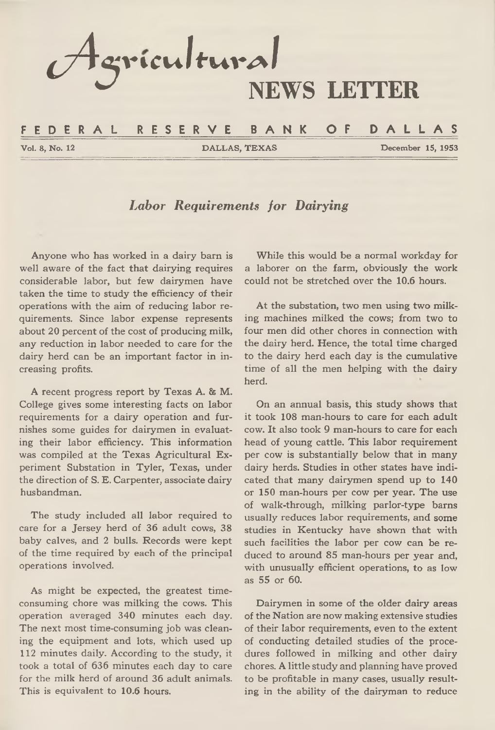# Agricultural NEWS LETTER

**FEDERAL RESERVE BANK OF DALLAS**

Vol. 8, No. 12 — DALLAS, TEXAS — December 15, 1953

## *Labor Requirements for Dairying*

Anyone who has worked in a dairy barn is well aware of the fact that dairying requires considerable labor, but few dairymen have taken the time to study the efficiency of their operations with the aim of reducing labor requirements. Since labor expense represents about 20 percent of the cost of producing milk, any reduction in labor needed to care for the dairy herd can be an important factor in increasing profits.

A recent progress report by Texas A. & M. College gives some interesting facts on labor requirements for a dairy operation and furnishes some guides for dairymen in evaluating their labor efficiency. This information was compiled at the Texas Agricultural Experiment Substation in Tyler, Texas, under the direction of S. E. Carpenter, associate dairy husbandman.

The study included all labor required to care for a Jersey herd of 36 adult cows, 38 baby calves, and 2 bulls. Records were kept of the time required by each of the principal operations involved.

As might be expected, the greatest time-consuming chore was milking the cows. This operation averaged 340 minutes each day. The next most time-consuming job was cleaning the equipment and lots, which used up 112 minutes daily. According to the study, it took a total of 636 minutes each day to care for the milk herd of around 36 adult animals. This is equivalent to 10.6 hours.

While this would be a normal workday for a laborer on the farm, obviously the work could not be stretched over the 10.6 hours.

At the substation, two men using two milking machines milked the cows; from two to four men did other chores in connection with the dairy herd. Hence, the total time charged to the dairy herd each day is the cumulative time of all the men helping with the dairy herd.

On an annual basis, this study shows that it took 108 man-hours to care for each adult cow. It also took 9 man-hours to care for each head of young cattle. This labor requirement per cow is substantially below that in many dairy herds. Studies in other states have indicated that many dairymen spend up to 140 or 150 man-hours per cow per year. The use of walk-through, milking parlor-type barns usually reduces labor requirements, and some studies in Kentucky have shown that with such facilities the labor per cow can be reduced to around 85 man-hours per year and, with unusually efficient operations, to as low as 55 or 60.

Dairymen in some of the older dairy areas of the Nation are now making extensive studies of their labor requirements, even to the extent of conducting detailed studies of the procedures followed in milking and other dairy chores. A little study and planning have proved to be profitable in many cases, usually resulting in the ability of the dairyman to reduce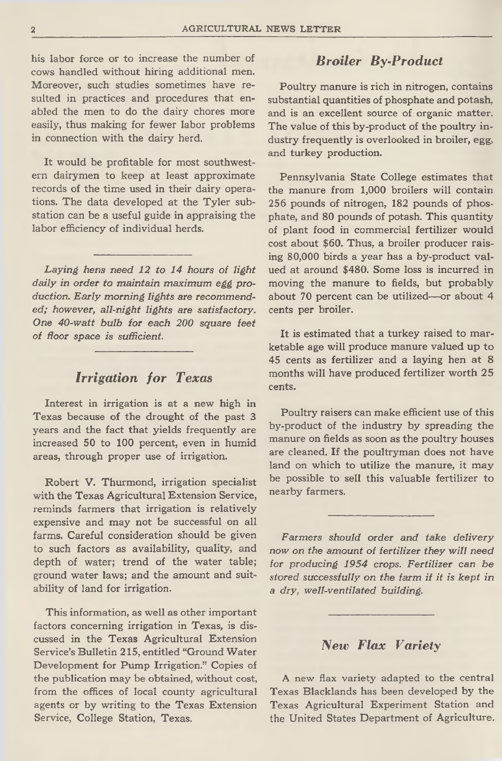his labor force or to increase the number of cows handled without hiring additional men. Moreover, such studies sometimes have resulted in practices and procedures that enabled the men to do the dairy chores more easily, thus making for fewer labor problems in connection with the dairy herd.

It would be profitable for most southwestern dairymen to keep at least approximate records of the time used in their dairy operations. The data developed at the Tyler substation can be a useful guide in appraising the labor efficiency of individual herds.

---

*Laying hens need 12 to 14 hours of light daily in order to maintain maximum egg production. Early morning lights are recommended; however, all-night lights are satisfactory. One 40-watt bulb for each 200 square feet of floor space is sufficient.*

---

## *Irrigation for Texas*

Interest in irrigation is at a new high in Texas because of the drought of the past 3 years and the fact that yields frequently are increased 50 to 100 percent, even in humid areas, through proper use of irrigation.

Robert V. Thurmond, irrigation specialist with the Texas Agricultural Extension Service, reminds farmers that irrigation is relatively expensive and may not be successful on all farms. Careful consideration should be given to such factors as availability, quality, and depth of water; trend of the water table; ground water laws; and the amount and suitability of land for irrigation.

This information, as well as other important factors concerning irrigation in Texas, is discussed in the Texas Agricultural Extension Service's Bulletin 215, entitled "Ground Water Development for Pump Irrigation." Copies of the publication may be obtained, without cost, from the offices of local county agricultural agents or by writing to the Texas Extension Service, College Station, Texas.

## *Broiler By-Product*

Poultry manure is rich in nitrogen, contains substantial quantities of phosphate and potash, and is an excellent source of organic matter. The value of this by-product of the poultry industry frequently is overlooked in broiler, egg, and turkey production.

Pennsylvania State College estimates that the manure from 1,000 broilers will contain 256 pounds of nitrogen, 182 pounds of phosphate, and 80 pounds of potash. This quantity of plant food in commercial fertilizer would cost about $60. Thus, a broiler producer raising 80,000 birds a year has a by-product valued at around $480. Some loss is incurred in moving the manure to fields, but probably about 70 percent can be utilized—or about 4 cents per broiler.

It is estimated that a turkey raised to marketable age will produce manure valued up to 45 cents as fertilizer and a laying hen at 8 months will have produced fertilizer worth 25 cents.

Poultry raisers can make efficient use of this by-product of the industry by spreading the manure on fields as soon as the poultry houses are cleaned. If the poultryman does not have land on which to utilize the manure, it may be possible to sell this valuable fertilizer to nearby farmers.

---

*Farmers should order and take delivery now on the amount of fertilizer they will need for producing 1954 crops. Fertilizer can be stored successfully on the farm if it is kept in a dry, well-ventilated building.*

---

## *New Flax Variety*

A new flax variety adapted to the central Texas Blacklands has been developed by the Texas Agricultural Experiment Station and the United States Department of Agriculture.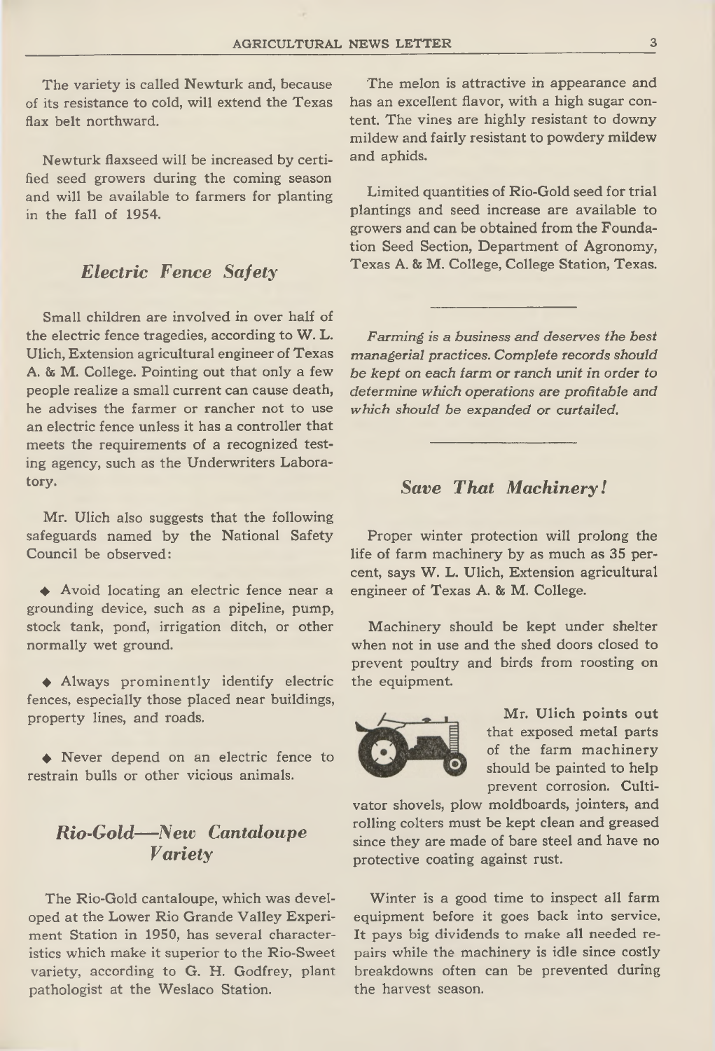The variety is called Newturk and, because of its resistance to cold, will extend the Texas flax belt northward.

Newturk flaxseed will be increased by certified seed growers during the coming season and will be available to farmers for planting in the fall of 1954.

## *Electric Fence Safety*

Small children are involved in over half of the electric fence tragedies, according to W. L. Ulich, Extension agricultural engineer of Texas A. & M. College. Pointing out that only a few people realize a small current can cause death, he advises the farmer or rancher not to use an electric fence unless it has a controller that meets the requirements of a recognized testing agency, such as the Underwriters Laboratory.

Mr. Ulich also suggests that the following safeguards named by the National Safety Council be observed:

◆ Avoid locating an electric fence near a grounding device, such as a pipeline, pump, stock tank, pond, irrigation ditch, or other normally wet ground.

◆ Always prominently identify electric fences, especially those placed near buildings, property lines, and roads.

◆ Never depend on an electric fence to restrain bulls or other vicious animals.

## *Rio-Gold—New Cantaloupe Variety*

The Rio-Gold cantaloupe, which was developed at the Lower Rio Grande Valley Experiment Station in 1950, has several characteristics which make it superior to the Rio-Sweet variety, according to G. H. Godfrey, plant pathologist at the Weslaco Station.

The melon is attractive in appearance and has an excellent flavor, with a high sugar content. The vines are highly resistant to downy mildew and fairly resistant to powdery mildew and aphids.

Limited quantities of Rio-Gold seed for trial plantings and seed increase are available to growers and can be obtained from the Foundation Seed Section, Department of Agronomy, Texas A. & M. College, College Station, Texas.

---

*Farming is a business and deserves the best managerial practices. Complete records should be kept on each farm or ranch unit in order to determine which operations are profitable and which should be expanded or curtailed.*

---

## *Save That Machinery!*

Proper winter protection will prolong the life of farm machinery by as much as 35 percent, says W. L. Ulich, Extension agricultural engineer of Texas A. & M. College.

Machinery should be kept under shelter when not in use and the shed doors closed to prevent poultry and birds from roosting on the equipment.

Mr. Ulich points out that exposed metal parts of the farm machinery should be painted to help prevent corrosion. Cultivator shovels, plow moldboards, jointers, and rolling colters must be kept clean and greased since they are made of bare steel and have no protective coating against rust.

Winter is a good time to inspect all farm equipment before it goes back into service. It pays big dividends to make all needed repairs while the machinery is idle since costly breakdowns often can be prevented during the harvest season.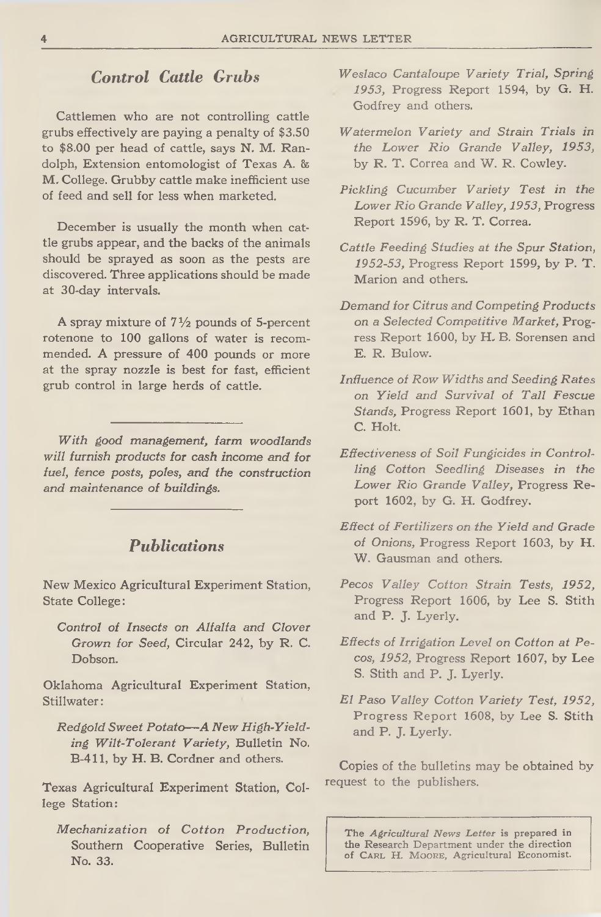## *Control Cattle Grubs*

Cattlemen who are not controlling cattle grubs effectively are paying a penalty of $3.50 to $8.00 per head of cattle, says N. M. Randolph, Extension entomologist of Texas A. & M. College. Grubby cattle make inefficient use of feed and sell for less when marketed.

December is usually the month when cattle grubs appear, and the backs of the animals should be sprayed as soon as the pests are discovered. Three applications should be made at 30-day intervals.

A spray mixture of 7½ pounds of 5-percent rotenone to 100 gallons of water is recommended. A pressure of 400 pounds or more at the spray nozzle is best for fast, efficient grub control in large herds of cattle.

---

*With good management, farm woodlands will furnish products for cash income and for fuel, fence posts, poles, and the construction and maintenance of buildings.*

---

## *Publications*

New Mexico Agricultural Experiment Station, State College:

- *Control of Insects on Alfalfa and Clover Grown for Seed,* Circular 242, by R. C. Dobson.

Oklahoma Agricultural Experiment Station, Stillwater:

- *Redgold Sweet Potato—A New High-Yielding Wilt-Tolerant Variety,* Bulletin No. B-411, by H. B. Cordner and others.

Texas Agricultural Experiment Station, College Station:

- *Mechanization of Cotton Production,* Southern Cooperative Series, Bulletin No. 33.
- *Weslaco Cantaloupe Variety Trial, Spring 1953,* Progress Report 1594, by G. H. Godfrey and others.
- *Watermelon Variety and Strain Trials in the Lower Rio Grande Valley, 1953,* by R. T. Correa and W. R. Cowley.
- *Pickling Cucumber Variety Test in the Lower Rio Grande Valley, 1953,* Progress Report 1596, by R. T. Correa.
- *Cattle Feeding Studies at the Spur Station, 1952-53,* Progress Report 1599, by P. T. Marion and others.
- *Demand for Citrus and Competing Products on a Selected Competitive Market,* Progress Report 1600, by H. B. Sorensen and E. R. Bulow.
- *Influence of Row Widths and Seeding Rates on Yield and Survival of Tall Fescue Stands,* Progress Report 1601, by Ethan C. Holt.
- *Effectiveness of Soil Fungicides in Controlling Cotton Seedling Diseases in the Lower Rio Grande Valley,* Progress Report 1602, by G. H. Godfrey.
- *Effect of Fertilizers on the Yield and Grade of Onions,* Progress Report 1603, by H. W. Gausman and others.
- *Pecos Valley Cotton Strain Tests, 1952,* Progress Report 1606, by Lee S. Stith and P. J. Lyerly.
- *Effects of Irrigation Level on Cotton at Pecos, 1952,* Progress Report 1607, by Lee S. Stith and P. J. Lyerly.
- *El Paso Valley Cotton Variety Test, 1952,* Progress Report 1608, by Lee S. Stith and P. J. Lyerly.

Copies of the bulletins may be obtained by request to the publishers.

The *Agricultural News Letter* is prepared in the Research Department under the direction of CARL H. MOORE, Agricultural Economist.